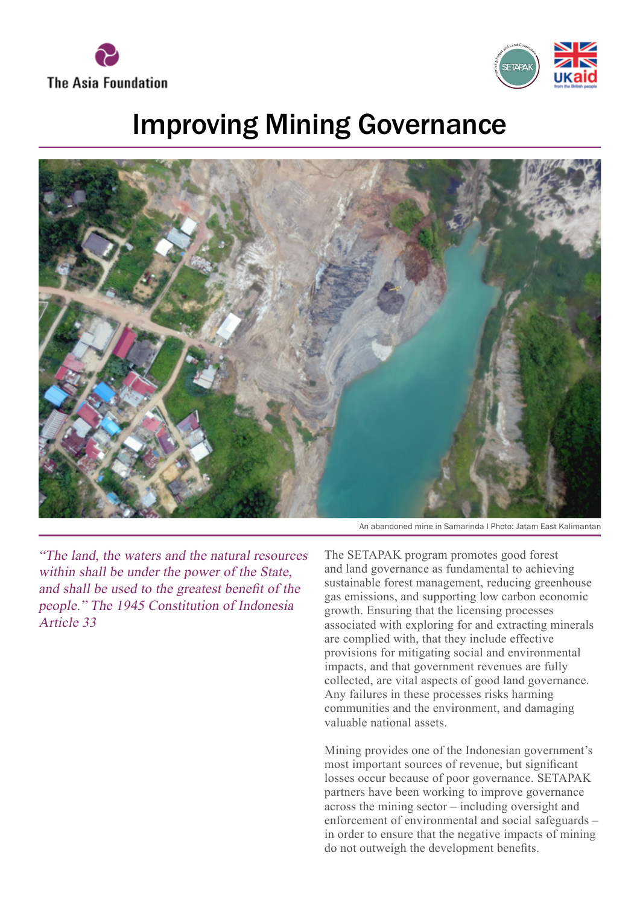The Asia Foundation

# Improving Mining Governance

An abandoned mine in Samarinda I Photo: Jatam East Kalimantan

*"The land, the waters and the natural resources within shall be under the power of the State, and shall be used to the greatest benefit of the people." The 1945 Constitution of Indonesia Article 33*

The SETAPAK program promotes good forest and land governance as fundamental to achieving sustainable forest management, reducing greenhouse gas emissions, and supporting low carbon economic growth. Ensuring that the licensing processes associated with exploring for and extracting minerals are complied with, that they include effective provisions for mitigating social and environmental impacts, and that government revenues are fully collected, are vital aspects of good governance. Any failures in these processes risks harming communities and the environment, and damaging valuable national assets.

Mining provides one of the Indonesian government's most important sources of revenue, but significant losses occur because of poor governance. SETAPAK partners have been working to improve governance across the mining sector – including oversight and enforcement of environmental and social safeguards – in order to ensure that the negative impacts of mining do not outweigh the development benefits.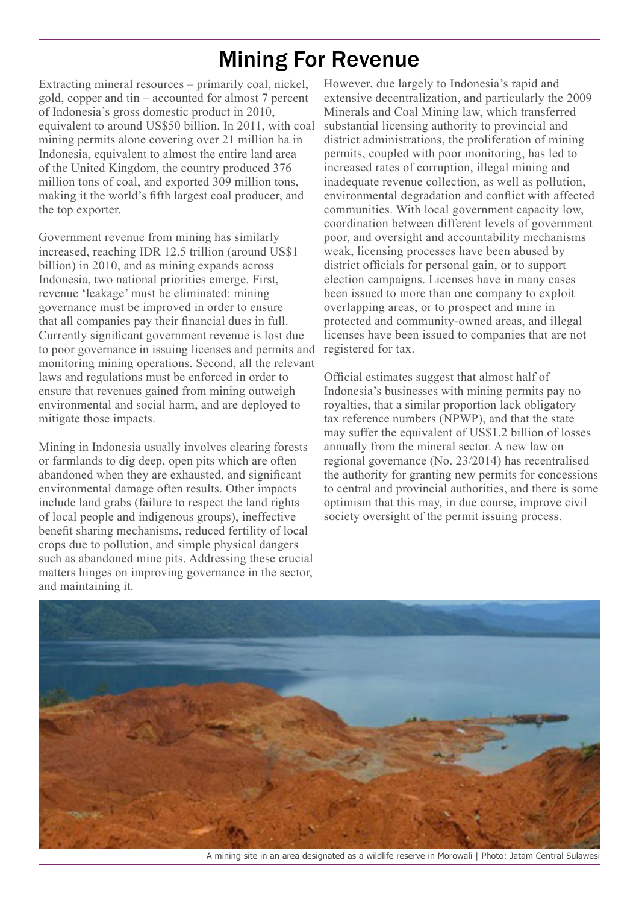# Mining For Revenue

Extracting mineral resources – primarily coal, nickel, gold, copper and tin – accounted for almost 7 percent of Indonesia's gross domestic product in 2010, equivalent to around US$50 billion. In 2011, with coal mining permits alone covering over 21 million ha in Indonesia, equivalent to almost the entire land area of the United Kingdom, the country produced 376 million tons of coal, and exported 309 million tons, making it the world's fifth largest coal producer, and the top exporter.

Government revenue from mining has similarly increased, reaching IDR 12.5 trillion (around US$1 billion) in 2010, and as mining expands across Indonesia, two national priorities emerge. First, revenue 'leakage' must be eliminated: mining governance must be improved in order to ensure that all companies pay their financial dues in full. Currently significant government revenue is lost due to poor governance in issuing licenses and permits and monitoring mining operations. Second, all the relevant laws and regulations must be enforced in order to ensure that revenues gained from mining outweigh environmental and social harm, and are deployed to mitigate those impacts.

Mining in Indonesia usually involves clearing forests or farmlands to dig deep, open pits which are often abandoned when they are exhausted, and significant environmental damage often results. Other impacts include land grabs (failure to respect the land rights of local people and indigenous groups), ineffective benefit sharing mechanisms, reduced fertility of local crops due to pollution, and simple physical dangers such as abandoned mine pits. Addressing these crucial matters hinges on improving governance in the sector, and maintaining it.

However, due largely to Indonesia's rapid and extensive decentralization, and particularly the 2009 Minerals and Coal Mining law, which transferred substantial licensing authority to provincial and district administrations, the proliferation of mining permits, coupled with poor monitoring, has led to increased rates of corruption, illegal mining and inadequate revenue collection, as well as pollution, environmental degradation and conflict with affected communities. With local government capacity low, coordination between different levels of government poor, and oversight and accountability mechanisms weak, licensing processes have been abused by district officials for personal gain, or to support election campaigns. Licenses have in many cases been issued to more than one company to exploit overlapping areas, or to prospect and mine in protected and community-owned areas, and illegal licenses have been issued to companies that are not registered for tax.

Official estimates suggest that almost half of Indonesia's businesses with mining permits pay no royalties, that a similar proportion lack obligatory tax reference numbers (NPWP), and that the state may suffer the equivalent of US$1.2 billion of losses annually from the mineral sector. A new law on regional governance (No. 23/2014) has recentralised the authority for granting new permits for concessions to central and provincial authorities, and there is some optimism that this may, in due course, improve civil society oversight of the permit issuing process.

A mining site in an area designated as a wildlife reserve in Morowali | Photo: Jatam Central Sulawesi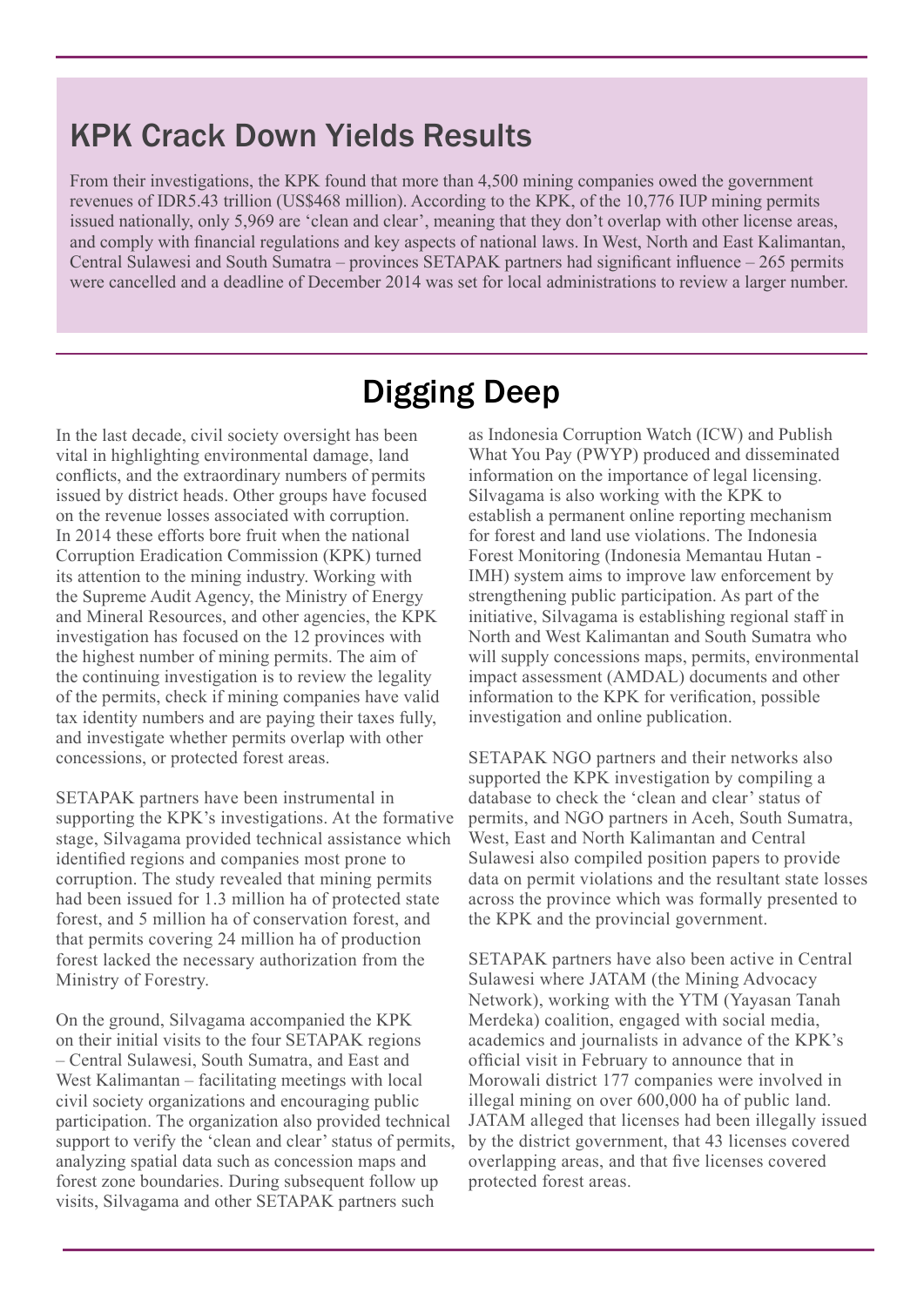## KPK Crack Down Yields Results

From their investigations, the KPK found that more than 4,500 mining companies owed the government revenues of IDR5.43 trillion (US$468 million). According to the KPK, of the 10,776 IUP mining permits issued nationally, only 5,969 are 'clean and clear', meaning that they don't overlap with other license areas, and comply with financial regulations and key aspects of national laws. In West, North and East Kalimantan, Central Sulawesi and South Sumatra – provinces SETAPAK partners had significant influence – 265 permits were cancelled and a deadline of December 2014 was set for local administrations to review a larger number.

## Digging Deep

In the last decade, civil society oversight has been vital in highlighting environmental damage, land conflicts, and the extraordinary numbers of permits issued by district heads. Other groups have focused on the revenue losses associated with corruption. In 2014 these efforts bore fruit when the national Corruption Eradication Commission (KPK) turned its attention to the mining industry. Working with the Supreme Audit Agency, the Ministry of Energy and Mineral Resources, and other agencies, the KPK investigation has focused on the 12 provinces with the highest number of mining permits. The aim of the continuing investigation is to review the legality of the permits, check if mining companies have valid tax identity numbers and are paying their taxes fully, and investigate whether permits overlap with other concessions, or protected forest areas.

SETAPAK partners have been instrumental in supporting the KPK's investigations. At the formative stage, Silvagama provided technical assistance which identified regions and companies most prone to corruption. The study revealed that mining permits had been issued for 1.3 million ha of protected state forest, and 5 million ha of conservation forest, and that permits covering 24 million ha of production forest lacked the necessary authorization from the Ministry of Forestry.

On the ground, Silvagama accompanied the KPK on their initial visits to the four SETAPAK regions – Central Sulawesi, South Sumatra, and East and West Kalimantan – facilitating meetings with local civil society organizations and encouraging public participation. The organization also provided technical support to verify the 'clean and clear' status of permits, analyzing spatial data such as concession maps and forest zone boundaries. During subsequent follow up visits, Silvagama and other SETAPAK partners such as Indonesia Corruption Watch (ICW) and Publish What You Pay (PWYP) produced and disseminated information on the importance of legal licensing. Silvagama is also working with the KPK to establish a permanent online reporting mechanism for forest and land use violations. The Indonesia Forest Monitoring (Indonesia Memantau Hutan - IMH) system aims to improve law enforcement by strengthening public participation. As part of the initiative, Silvagama is establishing regional staff in North and West Kalimantan and South Sumatra who will supply concessions maps, permits, environmental impact assessment (AMDAL) documents and other information to the KPK for verification, possible investigation and online publication.

SETAPAK NGO partners and their networks also supported the KPK investigation by compiling a database to check the 'clean and clear' status of permits, and NGO partners in Aceh, South Sumatra, West, East and North Kalimantan and Central Sulawesi also compiled position papers to provide data on permit violations and the resultant state losses across the province which was formally presented to the KPK and the provincial government.

SETAPAK partners have also been active in Central Sulawesi where JATAM (the Mining Advocacy Network), working with the YTM (Yayasan Tanah Merdeka) coalition, engaged with social media, academics and journalists in advance of the KPK's official visit in February to announce that in Morowali district 177 companies were involved in illegal mining on over 600,000 ha of public land. JATAM alleged that licenses had been illegally issued by the district government, that 43 licenses covered overlapping areas, and that five licenses covered protected forest areas.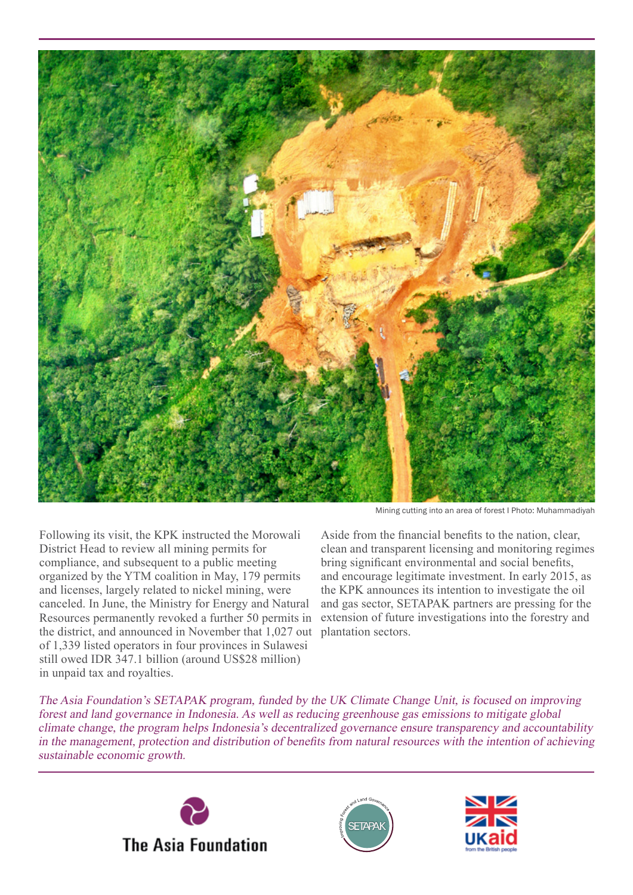Mining cutting into an area of forest | Photo: Muhammadiyah

Following its visit, the KPK instructed the Morowali District Head to review all mining permits for compliance, and subsequent to a public meeting organized by the YTM coalition in May, 179 permits and licenses, largely related to nickel mining, were canceled. In June, the Ministry for Energy and Natural Resources permanently revoked a further 50 permits in the district, and announced in November that 1,027 out of 1,339 listed operators in four provinces in Sulawesi still owed IDR 347.1 billion (around US$28 million) in unpaid tax and royalties.

Aside from the financial benefits to the nation, clear, clean and transparent licensing and monitoring regimes bring significant environmental and social benefits, and encourage legitimate investment. In early 2015, as the KPK announces its intention to investigate the oil and gas sector, SETAPAK partners are pressing for the extension of future investigations into the forestry and plantation sectors.

*The Asia Foundation's SETAPAK program, funded by the UK Climate Change Unit, is focused on improving forest and land governance in Indonesia. As well as reducing greenhouse gas emissions to mitigate global climate change, the program helps Indonesia's decentralized governance ensure transparency and accountability in the management, protection and distribution of benefits from natural resources with the intention of achieving sustainable economic growth.*

The Asia Foundation

Improving Forest and Land Governance SETAPAK

UKaid from the British people